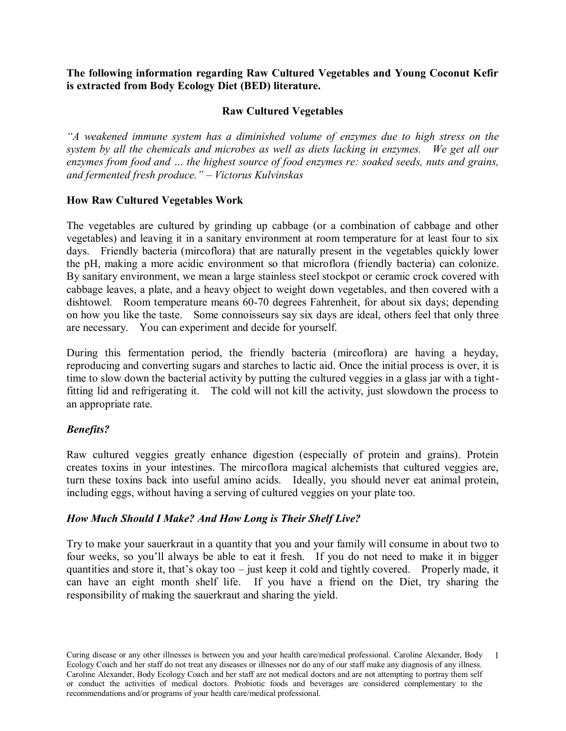**The following information regarding Raw Cultured Vegetables and Young Coconut Kefir is extracted from Body Ecology Diet (BED) literature.**

## Raw Cultured Vegetables

*"A weakened immune system has a diminished volume of enzymes due to high stress on the system by all the chemicals and microbes as well as diets lacking in enzymes. We get all our enzymes from food and … the highest source of food enzymes re: soaked seeds, nuts and grains, and fermented fresh produce." – Victorus Kulvinskas*

### How Raw Cultured Vegetables Work

The vegetables are cultured by grinding up cabbage (or a combination of cabbage and other vegetables) and leaving it in a sanitary environment at room temperature for at least four to six days. Friendly bacteria (mircoflora) that are naturally present in the vegetables quickly lower the pH, making a more acidic environment so that microflora (friendly bacteria) can colonize. By sanitary environment, we mean a large stainless steel stockpot or ceramic crock covered with cabbage leaves, a plate, and a heavy object to weight down vegetables, and then covered with a dishtowel. Room temperature means 60-70 degrees Fahrenheit, for about six days; depending on how you like the taste. Some connoisseurs say six days are ideal, others feel that only three are necessary. You can experiment and decide for yourself.

During this fermentation period, the friendly bacteria (mircoflora) are having a heyday, reproducing and converting sugars and starches to lactic aid. Once the initial process is over, it is time to slow down the bacterial activity by putting the cultured veggies in a glass jar with a tight-fitting lid and refrigerating it. The cold will not kill the activity, just slowdown the process to an appropriate rate.

### *Benefits?*

Raw cultured veggies greatly enhance digestion (especially of protein and grains). Protein creates toxins in your intestines. The mircoflora magical alchemists that cultured veggies are, turn these toxins back into useful amino acids. Ideally, you should never eat animal protein, including eggs, without having a serving of cultured veggies on your plate too.

### *How Much Should I Make? And How Long is Their Shelf Live?*

Try to make your sauerkraut in a quantity that you and your family will consume in about two to four weeks, so you'll always be able to eat it fresh. If you do not need to make it in bigger quantities and store it, that's okay too – just keep it cold and tightly covered. Properly made, it can have an eight month shelf life. If you have a friend on the Diet, try sharing the responsibility of making the sauerkraut and sharing the yield.

Curing disease or any other illnesses is between you and your health care/medical professional. Caroline Alexander, Body Ecology Coach and her staff do not treat any diseases or illnesses nor do any of our staff make any diagnosis of any illness. Caroline Alexander, Body Ecology Coach and her staff are not medical doctors and are not attempting to portray them self or conduct the activities of medical doctors. Probiotic foods and beverages are considered complementary to the recommendations and/or programs of your health care/medical professional.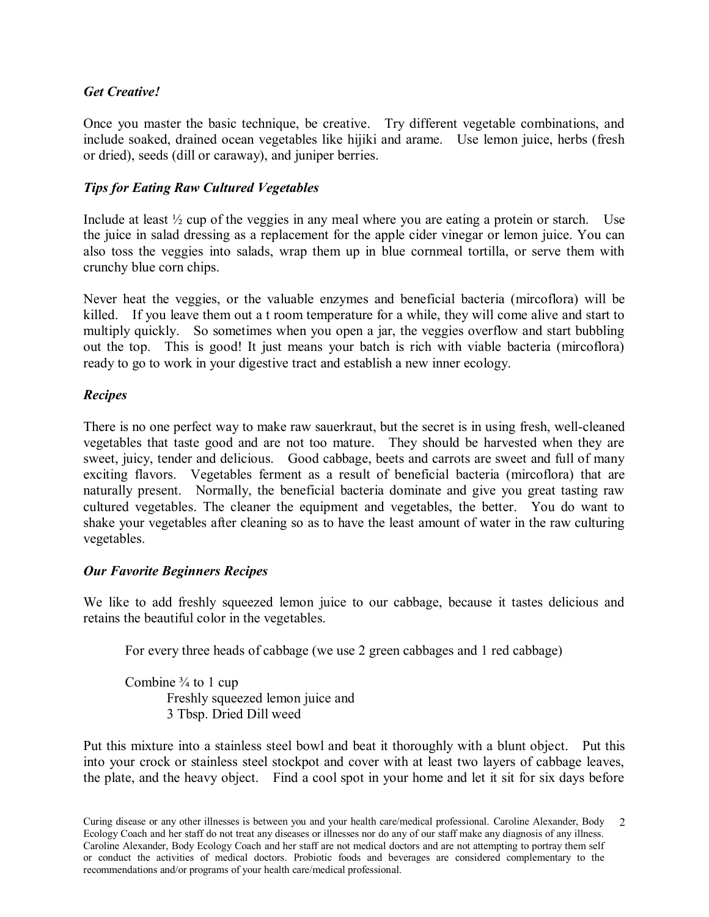### *Get Creative!*

Once you master the basic technique, be creative. Try different vegetable combinations, and include soaked, drained ocean vegetables like hijiki and arame. Use lemon juice, herbs (fresh or dried), seeds (dill or caraway), and juniper berries.

### *Tips for Eating Raw Cultured Vegetables*

Include at least ½ cup of the veggies in any meal where you are eating a protein or starch. Use the juice in salad dressing as a replacement for the apple cider vinegar or lemon juice. You can also toss the veggies into salads, wrap them up in blue cornmeal tortilla, or serve them with crunchy blue corn chips.

Never heat the veggies, or the valuable enzymes and beneficial bacteria (mircoflora) will be killed. If you leave them out a t room temperature for a while, they will come alive and start to multiply quickly. So sometimes when you open a jar, the veggies overflow and start bubbling out the top. This is good! It just means your batch is rich with viable bacteria (mircoflora) ready to go to work in your digestive tract and establish a new inner ecology.

### *Recipes*

There is no one perfect way to make raw sauerkraut, but the secret is in using fresh, well-cleaned vegetables that taste good and are not too mature. They should be harvested when they are sweet, juicy, tender and delicious. Good cabbage, beets and carrots are sweet and full of many exciting flavors. Vegetables ferment as a result of beneficial bacteria (mircoflora) that are naturally present. Normally, the beneficial bacteria dominate and give you great tasting raw cultured vegetables. The cleaner the equipment and vegetables, the better. You do want to shake your vegetables after cleaning so as to have the least amount of water in the raw culturing vegetables.

### *Our Favorite Beginners Recipes*

We like to add freshly squeezed lemon juice to our cabbage, because it tastes delicious and retains the beautiful color in the vegetables.

For every three heads of cabbage (we use 2 green cabbages and 1 red cabbage)

Combine ¾ to 1 cup
Freshly squeezed lemon juice and
3 Tbsp. Dried Dill weed

Put this mixture into a stainless steel bowl and beat it thoroughly with a blunt object. Put this into your crock or stainless steel stockpot and cover with at least two layers of cabbage leaves, the plate, and the heavy object. Find a cool spot in your home and let it sit for six days before

Curing disease or any other illnesses is between you and your health care/medical professional. Caroline Alexander, Body Ecology Coach and her staff do not treat any diseases or illnesses nor do any of our staff make any diagnosis of any illness. Caroline Alexander, Body Ecology Coach and her staff are not medical doctors and are not attempting to portray them self or conduct the activities of medical doctors. Probiotic foods and beverages are considered complementary to the recommendations and/or programs of your health care/medical professional.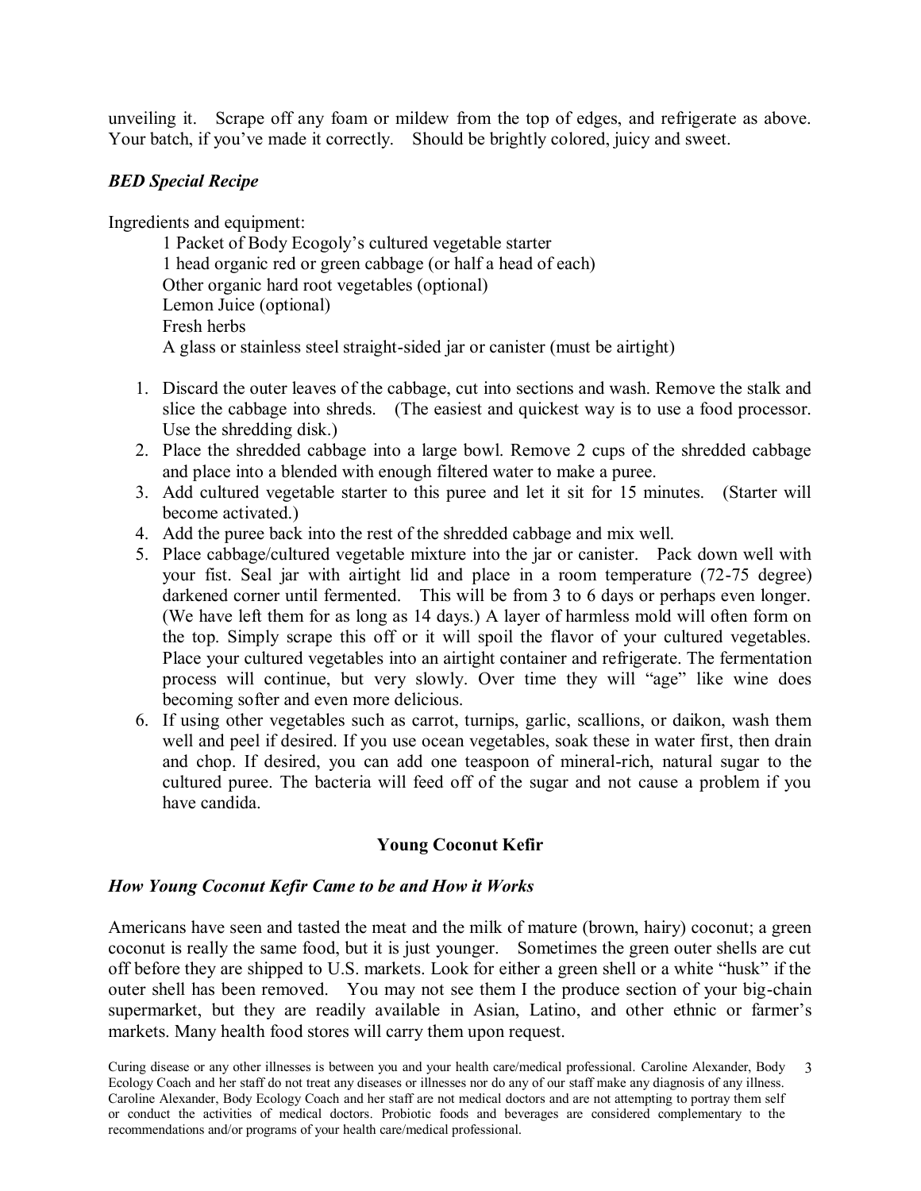unveiling it. Scrape off any foam or mildew from the top of edges, and refrigerate as above. Your batch, if you've made it correctly. Should be brightly colored, juicy and sweet.

***BED Special Recipe***

Ingredients and equipment:

1 Packet of Body Ecogoly's cultured vegetable starter
1 head organic red or green cabbage (or half a head of each)
Other organic hard root vegetables (optional)
Lemon Juice (optional)
Fresh herbs
A glass or stainless steel straight-sided jar or canister (must be airtight)

1. Discard the outer leaves of the cabbage, cut into sections and wash. Remove the stalk and slice the cabbage into shreds. (The easiest and quickest way is to use a food processor. Use the shredding disk.)
2. Place the shredded cabbage into a large bowl. Remove 2 cups of the shredded cabbage and place into a blended with enough filtered water to make a puree.
3. Add cultured vegetable starter to this puree and let it sit for 15 minutes. (Starter will become activated.)
4. Add the puree back into the rest of the shredded cabbage and mix well.
5. Place cabbage/cultured vegetable mixture into the jar or canister. Pack down well with your fist. Seal jar with airtight lid and place in a room temperature (72-75 degree) darkened corner until fermented. This will be from 3 to 6 days or perhaps even longer. (We have left them for as long as 14 days.) A layer of harmless mold will often form on the top. Simply scrape this off or it will spoil the flavor of your cultured vegetables. Place your cultured vegetables into an airtight container and refrigerate. The fermentation process will continue, but very slowly. Over time they will "age" like wine does becoming softer and even more delicious.
6. If using other vegetables such as carrot, turnips, garlic, scallions, or daikon, wash them well and peel if desired. If you use ocean vegetables, soak these in water first, then drain and chop. If desired, you can add one teaspoon of mineral-rich, natural sugar to the cultured puree. The bacteria will feed off of the sugar and not cause a problem if you have candida.

## Young Coconut Kefir

***How Young Coconut Kefir Came to be and How it Works***

Americans have seen and tasted the meat and the milk of mature (brown, hairy) coconut; a green coconut is really the same food, but it is just younger. Sometimes the green outer shells are cut off before they are shipped to U.S. markets. Look for either a green shell or a white "husk" if the outer shell has been removed. You may not see them I the produce section of your big-chain supermarket, but they are readily available in Asian, Latino, and other ethnic or farmer's markets. Many health food stores will carry them upon request.

Curing disease or any other illnesses is between you and your health care/medical professional. Caroline Alexander, Body Ecology Coach and her staff do not treat any diseases or illnesses nor do any of our staff make any diagnosis of any illness. Caroline Alexander, Body Ecology Coach and her staff are not medical doctors and are not attempting to portray them self or conduct the activities of medical doctors. Probiotic foods and beverages are considered complementary to the recommendations and/or programs of your health care/medical professional.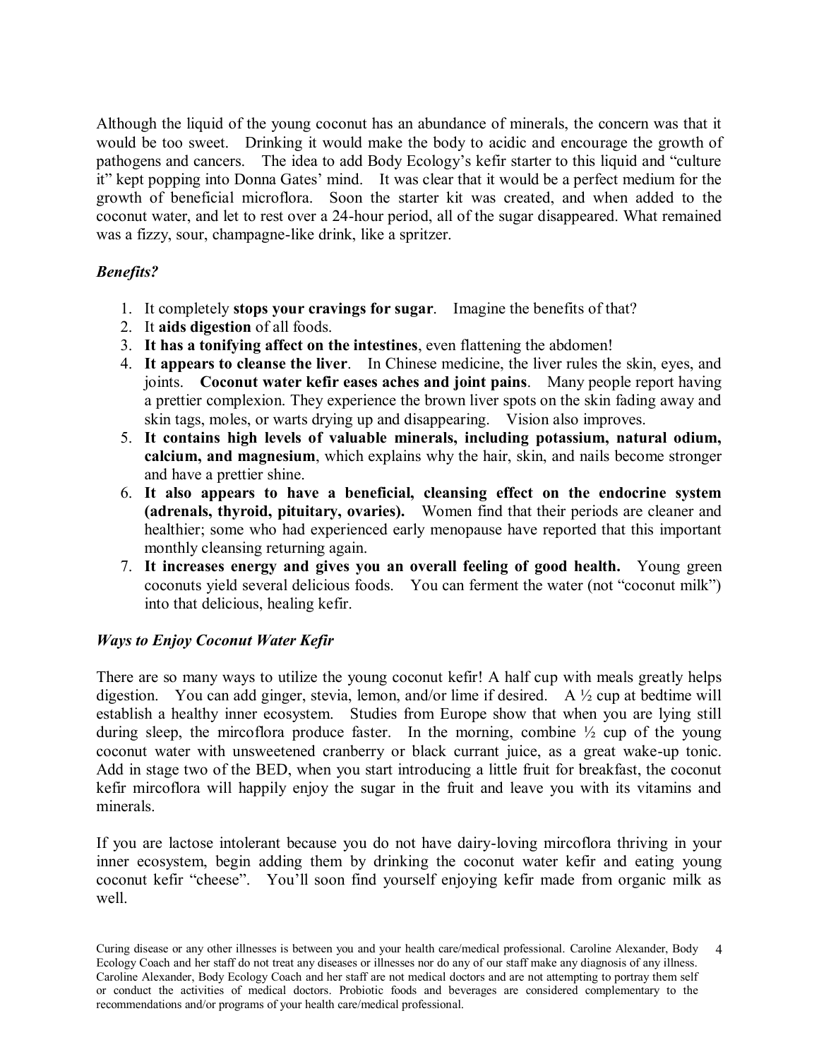Although the liquid of the young coconut has an abundance of minerals, the concern was that it would be too sweet. Drinking it would make the body to acidic and encourage the growth of pathogens and cancers. The idea to add Body Ecology's kefir starter to this liquid and "culture it" kept popping into Donna Gates' mind. It was clear that it would be a perfect medium for the growth of beneficial microflora. Soon the starter kit was created, and when added to the coconut water, and let to rest over a 24-hour period, all of the sugar disappeared. What remained was a fizzy, sour, champagne-like drink, like a spritzer.

### *Benefits?*

1. It completely **stops your cravings for sugar**. Imagine the benefits of that?
2. It **aids digestion** of all foods.
3. **It has a tonifying affect on the intestines**, even flattening the abdomen!
4. **It appears to cleanse the liver**. In Chinese medicine, the liver rules the skin, eyes, and joints. **Coconut water kefir eases aches and joint pains**. Many people report having a prettier complexion. They experience the brown liver spots on the skin fading away and skin tags, moles, or warts drying up and disappearing. Vision also improves.
5. **It contains high levels of valuable minerals, including potassium, natural odium, calcium, and magnesium**, which explains why the hair, skin, and nails become stronger and have a prettier shine.
6. **It also appears to have a beneficial, cleansing effect on the endocrine system (adrenals, thyroid, pituitary, ovaries).** Women find that their periods are cleaner and healthier; some who had experienced early menopause have reported that this important monthly cleansing returning again.
7. **It increases energy and gives you an overall feeling of good health.** Young green coconuts yield several delicious foods. You can ferment the water (not "coconut milk") into that delicious, healing kefir.

### *Ways to Enjoy Coconut Water Kefir*

There are so many ways to utilize the young coconut kefir! A half cup with meals greatly helps digestion. You can add ginger, stevia, lemon, and/or lime if desired. A ½ cup at bedtime will establish a healthy inner ecosystem. Studies from Europe show that when you are lying still during sleep, the mircoflora produce faster. In the morning, combine ½ cup of the young coconut water with unsweetened cranberry or black currant juice, as a great wake-up tonic. Add in stage two of the BED, when you start introducing a little fruit for breakfast, the coconut kefir mircoflora will happily enjoy the sugar in the fruit and leave you with its vitamins and minerals.

If you are lactose intolerant because you do not have dairy-loving mircoflora thriving in your inner ecosystem, begin adding them by drinking the coconut water kefir and eating young coconut kefir "cheese". You'll soon find yourself enjoying kefir made from organic milk as well.

Curing disease or any other illnesses is between you and your health care/medical professional. Caroline Alexander, Body Ecology Coach and her staff do not treat any diseases or illnesses nor do any of our staff make any diagnosis of any illness. Caroline Alexander, Body Ecology Coach and her staff are not medical doctors and are not attempting to portray them self or conduct the activities of medical doctors. Probiotic foods and beverages are considered complementary to the recommendations and/or programs of your health care/medical professional.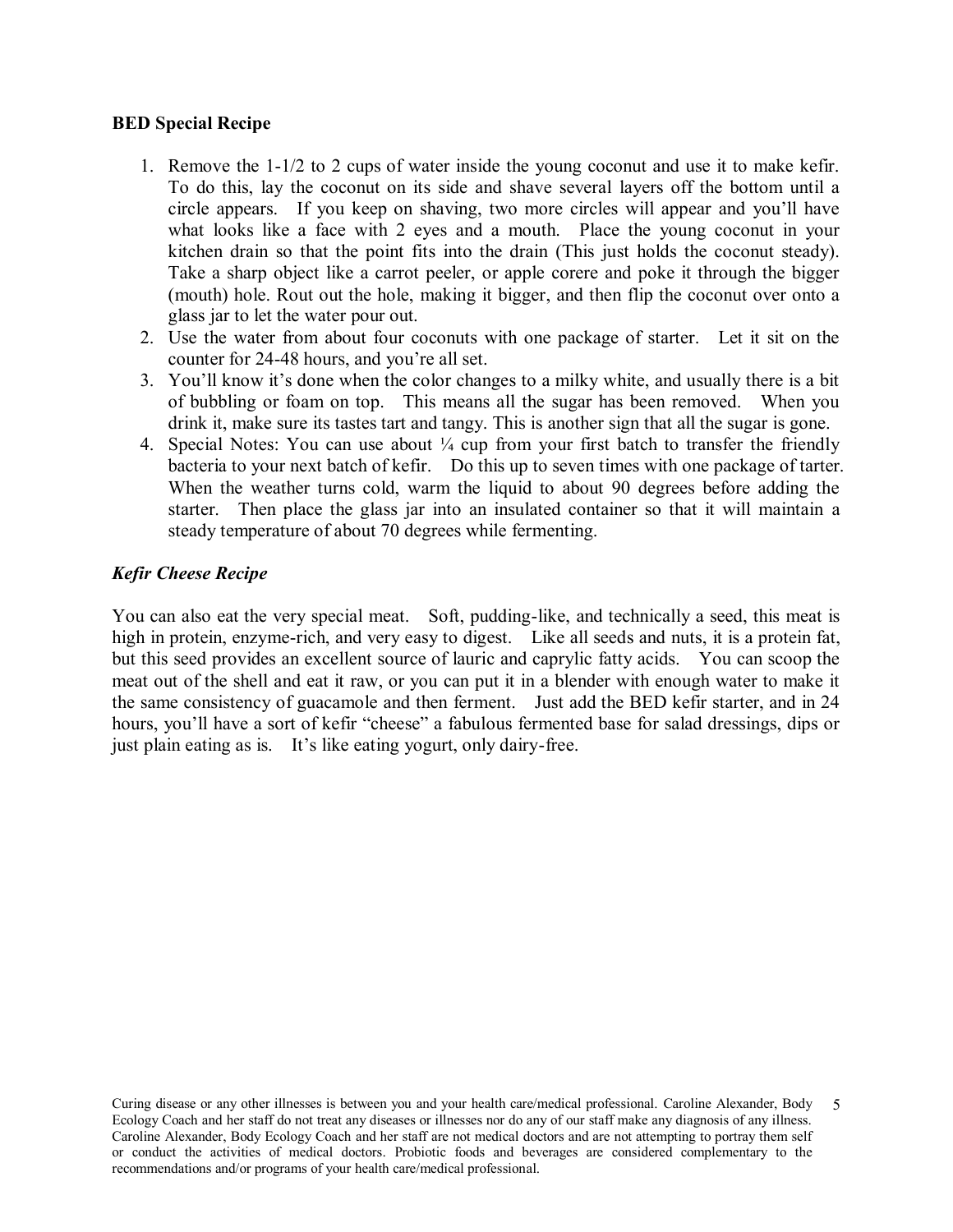**BED Special Recipe**

1. Remove the 1-1/2 to 2 cups of water inside the young coconut and use it to make kefir. To do this, lay the coconut on its side and shave several layers off the bottom until a circle appears. If you keep on shaving, two more circles will appear and you'll have what looks like a face with 2 eyes and a mouth. Place the young coconut in your kitchen drain so that the point fits into the drain (This just holds the coconut steady). Take a sharp object like a carrot peeler, or apple corere and poke it through the bigger (mouth) hole. Rout out the hole, making it bigger, and then flip the coconut over onto a glass jar to let the water pour out.
2. Use the water from about four coconuts with one package of starter. Let it sit on the counter for 24-48 hours, and you're all set.
3. You'll know it's done when the color changes to a milky white, and usually there is a bit of bubbling or foam on top. This means all the sugar has been removed. When you drink it, make sure its tastes tart and tangy. This is another sign that all the sugar is gone.
4. Special Notes: You can use about ¼ cup from your first batch to transfer the friendly bacteria to your next batch of kefir. Do this up to seven times with one package of tarter. When the weather turns cold, warm the liquid to about 90 degrees before adding the starter. Then place the glass jar into an insulated container so that it will maintain a steady temperature of about 70 degrees while fermenting.

***Kefir Cheese Recipe***

You can also eat the very special meat. Soft, pudding-like, and technically a seed, this meat is high in protein, enzyme-rich, and very easy to digest. Like all seeds and nuts, it is a protein fat, but this seed provides an excellent source of lauric and caprylic fatty acids. You can scoop the meat out of the shell and eat it raw, or you can put it in a blender with enough water to make it the same consistency of guacamole and then ferment. Just add the BED kefir starter, and in 24 hours, you'll have a sort of kefir "cheese" a fabulous fermented base for salad dressings, dips or just plain eating as is. It's like eating yogurt, only dairy-free.

Curing disease or any other illnesses is between you and your health care/medical professional. Caroline Alexander, Body Ecology Coach and her staff do not treat any diseases or illnesses nor do any of our staff make any diagnosis of any illness. Caroline Alexander, Body Ecology Coach and her staff are not medical doctors and are not attempting to portray them self or conduct the activities of medical doctors. Probiotic foods and beverages are considered complementary to the recommendations and/or programs of your health care/medical professional.